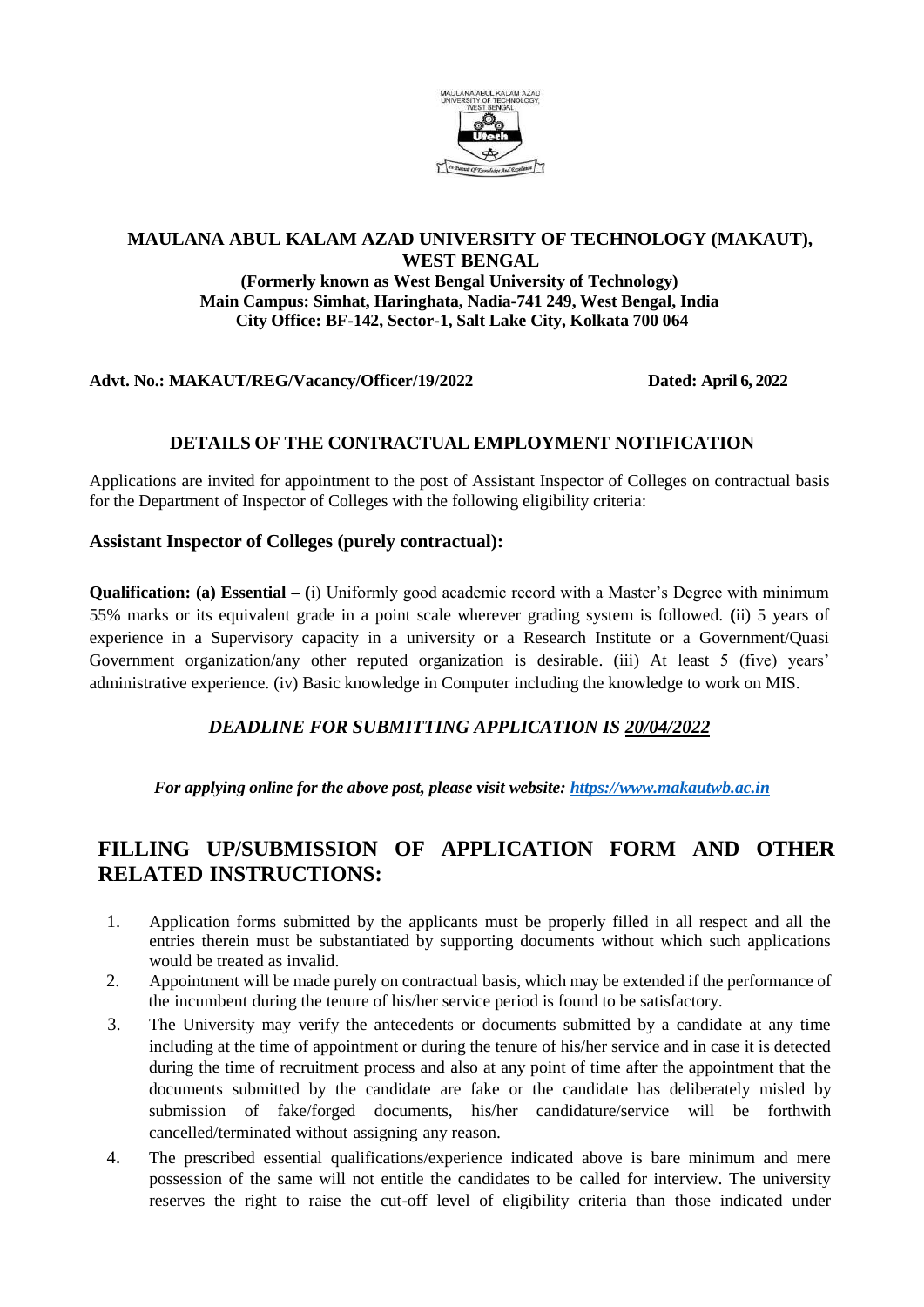**MAULANA ABUL KALAM AZAD UNIVERSITY OF TECHNOLOGY (MAKAUT), WEST BENGAL**

**(Formerly known as West Bengal University of Technology)**
**Main Campus: Simhat, Haringhata, Nadia-741 249, West Bengal, India**
**City Office: BF-142, Sector-1, Salt Lake City, Kolkata 700 064**

**Advt. No.: MAKAUT/REG/Vacancy/Officer/19/2022** **Dated: April 6, 2022**

## DETAILS OF THE CONTRACTUAL EMPLOYMENT NOTIFICATION

Applications are invited for appointment to the post of Assistant Inspector of Colleges on contractual basis for the Department of Inspector of Colleges with the following eligibility criteria:

### Assistant Inspector of Colleges (purely contractual):

**Qualification: (a) Essential – (**i) Uniformly good academic record with a Master's Degree with minimum 55% marks or its equivalent grade in a point scale wherever grading system is followed. **(**ii) 5 years of experience in a Supervisory capacity in a university or a Research Institute or a Government/Quasi Government organization/any other reputed organization is desirable. (iii) At least 5 (five) years' administrative experience. (iv) Basic knowledge in Computer including the knowledge to work on MIS.

***DEADLINE FOR SUBMITTING APPLICATION IS 20/04/2022***

***For applying online for the above post, please visit website: https://www.makautwb.ac.in***

## FILLING UP/SUBMISSION OF APPLICATION FORM AND OTHER RELATED INSTRUCTIONS:

1. Application forms submitted by the applicants must be properly filled in all respect and all the entries therein must be substantiated by supporting documents without which such applications would be treated as invalid.
2. Appointment will be made purely on contractual basis, which may be extended if the performance of the incumbent during the tenure of his/her service period is found to be satisfactory.
3. The University may verify the antecedents or documents submitted by a candidate at any time including at the time of appointment or during the tenure of his/her service and in case it is detected during the time of recruitment process and also at any point of time after the appointment that the documents submitted by the candidate are fake or the candidate has deliberately misled by submission of fake/forged documents, his/her candidature/service will be forthwith cancelled/terminated without assigning any reason.
4. The prescribed essential qualifications/experience indicated above is bare minimum and mere possession of the same will not entitle the candidates to be called for interview. The university reserves the right to raise the cut-off level of eligibility criteria than those indicated under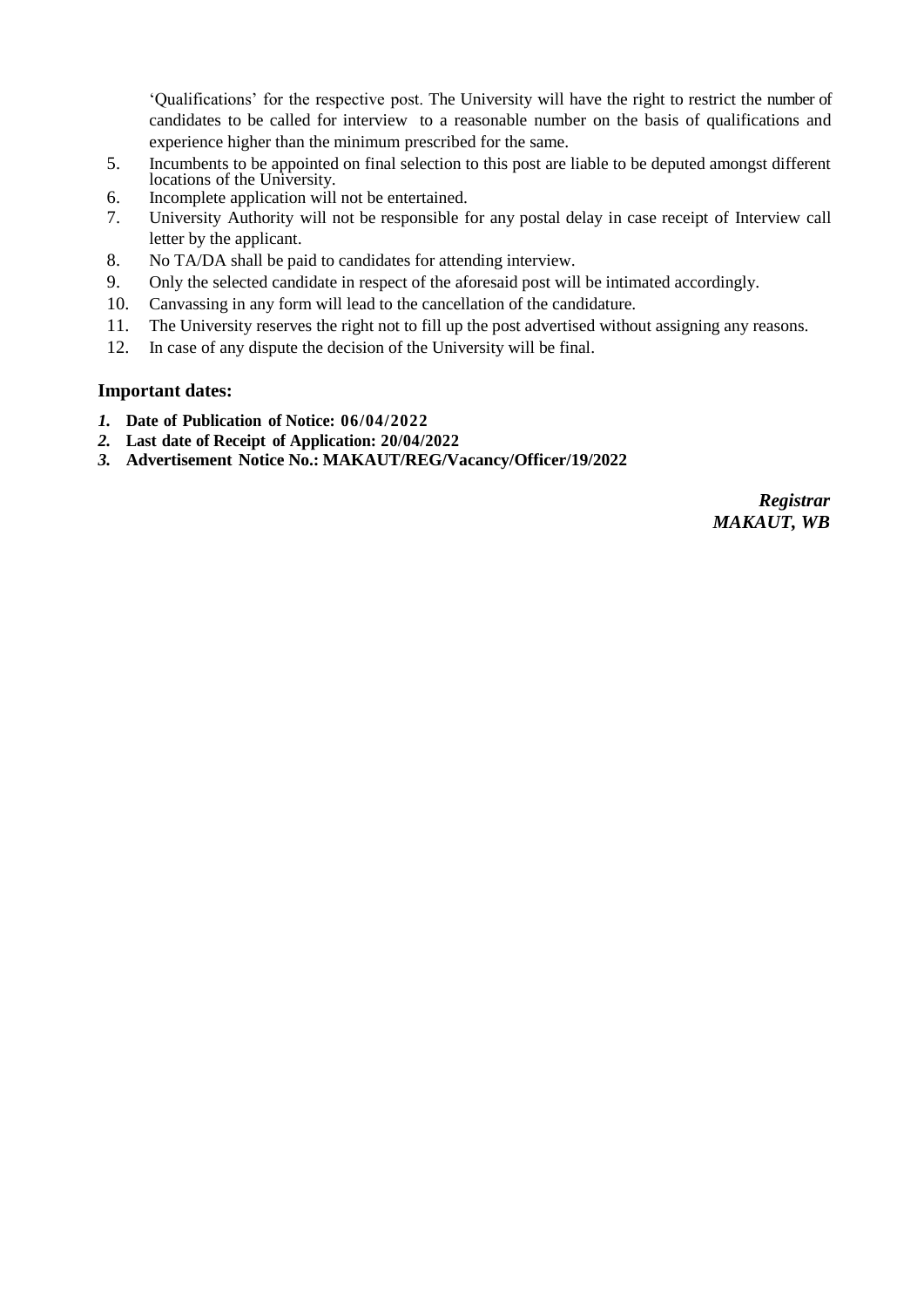'Qualifications' for the respective post. The University will have the right to restrict the number of candidates to be called for interview to a reasonable number on the basis of qualifications and experience higher than the minimum prescribed for the same.

5. Incumbents to be appointed on final selection to this post are liable to be deputed amongst different locations of the University.
6. Incomplete application will not be entertained.
7. University Authority will not be responsible for any postal delay in case receipt of Interview call letter by the applicant.
8. No TA/DA shall be paid to candidates for attending interview.
9. Only the selected candidate in respect of the aforesaid post will be intimated accordingly.
10. Canvassing in any form will lead to the cancellation of the candidature.
11. The University reserves the right not to fill up the post advertised without assigning any reasons.
12. In case of any dispute the decision of the University will be final.

### Important dates:

1. **Date of Publication of Notice: 06/04/2022**
2. **Last date of Receipt of Application: 20/04/2022**
3. **Advertisement Notice No.: MAKAUT/REG/Vacancy/Officer/19/2022**

***Registrar***
***MAKAUT, WB***